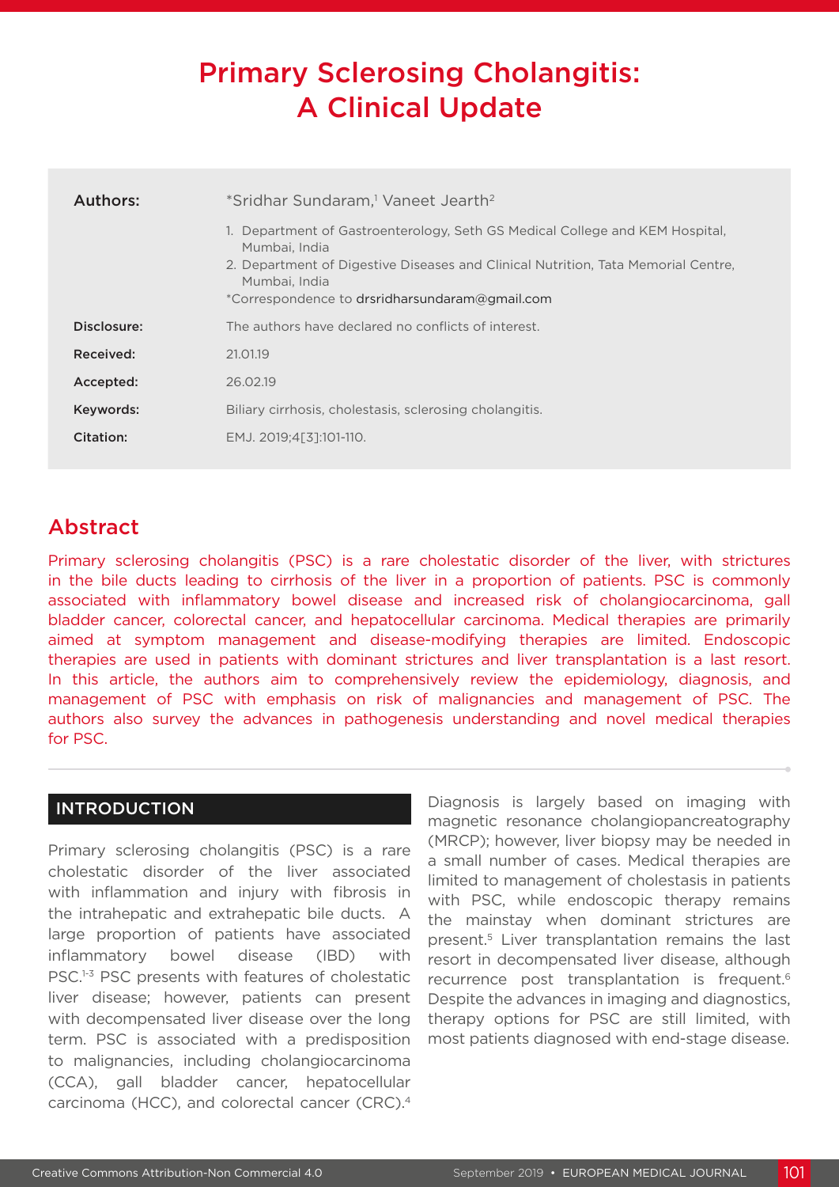# Primary Sclerosing Cholangitis: A Clinical Update

| | |
|---|---|
| **Authors:** | *Sridhar Sundaram,[1] Vaneet Jearth[2] |
| | 1. Department of Gastroenterology, Seth GS Medical College and KEM Hospital, Mumbai, India<br>2. Department of Digestive Diseases and Clinical Nutrition, Tata Memorial Centre, Mumbai, India<br>*Correspondence to drsridharsundaram@gmail.com |
| **Disclosure:** | The authors have declared no conflicts of interest. |
| **Received:** | 21.01.19 |
| **Accepted:** | 26.02.19 |
| **Keywords:** | Biliary cirrhosis, cholestasis, sclerosing cholangitis. |
| **Citation:** | EMJ. 2019;4[3]:101-110. |

## Abstract

Primary sclerosing cholangitis (PSC) is a rare cholestatic disorder of the liver, with strictures in the bile ducts leading to cirrhosis of the liver in a proportion of patients. PSC is commonly associated with inflammatory bowel disease and increased risk of cholangiocarcinoma, gall bladder cancer, colorectal cancer, and hepatocellular carcinoma. Medical therapies are primarily aimed at symptom management and disease-modifying therapies are limited. Endoscopic therapies are used in patients with dominant strictures and liver transplantation is a last resort. In this article, the authors aim to comprehensively review the epidemiology, diagnosis, and management of PSC with emphasis on risk of malignancies and management of PSC. The authors also survey the advances in pathogenesis understanding and novel medical therapies for PSC.

## INTRODUCTION

Primary sclerosing cholangitis (PSC) is a rare cholestatic disorder of the liver associated with inflammation and injury with fibrosis in the intrahepatic and extrahepatic bile ducts. A large proportion of patients have associated inflammatory bowel disease (IBD) with PSC.[1-3] PSC presents with features of cholestatic liver disease; however, patients can present with decompensated liver disease over the long term. PSC is associated with a predisposition to malignancies, including cholangiocarcinoma (CCA), gall bladder cancer, hepatocellular carcinoma (HCC), and colorectal cancer (CRC).[4] Diagnosis is largely based on imaging with magnetic resonance cholangiopancreatography (MRCP); however, liver biopsy may be needed in a small number of cases. Medical therapies are limited to management of cholestasis in patients with PSC, while endoscopic therapy remains the mainstay when dominant strictures are present.[5] Liver transplantation remains the last resort in decompensated liver disease, although recurrence post transplantation is frequent.[6] Despite the advances in imaging and diagnostics, therapy options for PSC are still limited, with most patients diagnosed with end-stage disease.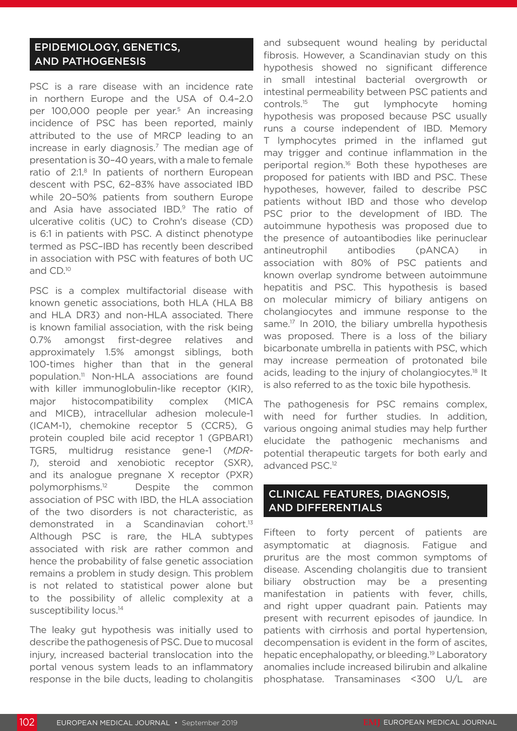## EPIDEMIOLOGY, GENETICS, AND PATHOGENESIS

PSC is a rare disease with an incidence rate in northern Europe and the USA of 0.4–2.0 per 100,000 people per year.[5] An increasing incidence of PSC has been reported, mainly attributed to the use of MRCP leading to an increase in early diagnosis.[7] The median age of presentation is 30–40 years, with a male to female ratio of 2:1.[8] In patients of northern European descent with PSC, 62–83% have associated IBD while 20–50% patients from southern Europe and Asia have associated IBD.[9] The ratio of ulcerative colitis (UC) to Crohn's disease (CD) is 6:1 in patients with PSC. A distinct phenotype termed as PSC–IBD has recently been described in association with PSC with features of both UC and CD.[10]

PSC is a complex multifactorial disease with known genetic associations, both HLA (HLA B8 and HLA DR3) and non-HLA associated. There is known familial association, with the risk being 0.7% amongst first-degree relatives and approximately 1.5% amongst siblings, both 100-times higher than that in the general population.[11] Non-HLA associations are found with killer immunoglobulin-like receptor (KIR), major histocompatibility complex (MICA and MICB), intracellular adhesion molecule-1 (ICAM-1), chemokine receptor 5 (CCR5), G protein coupled bile acid receptor 1 (GPBAR1) TGR5, multidrug resistance gene-1 (*MDR-1*), steroid and xenobiotic receptor (SXR), and its analogue pregnane X receptor (PXR) polymorphisms.[12] Despite the common association of PSC with IBD, the HLA association of the two disorders is not characteristic, as demonstrated in a Scandinavian cohort.[13] Although PSC is rare, the HLA subtypes associated with risk are rather common and hence the probability of false genetic association remains a problem in study design. This problem is not related to statistical power alone but to the possibility of allelic complexity at a susceptibility locus.[14]

The leaky gut hypothesis was initially used to describe the pathogenesis of PSC. Due to mucosal injury, increased bacterial translocation into the portal venous system leads to an inflammatory response in the bile ducts, leading to cholangitis and subsequent wound healing by periductal fibrosis. However, a Scandinavian study on this hypothesis showed no significant difference in small intestinal bacterial overgrowth or intestinal permeability between PSC patients and controls.[15] The gut lymphocyte homing hypothesis was proposed because PSC usually runs a course independent of IBD. Memory T lymphocytes primed in the inflamed gut may trigger and continue inflammation in the periportal region.[16] Both these hypotheses are proposed for patients with IBD and PSC. These hypotheses, however, failed to describe PSC patients without IBD and those who develop PSC prior to the development of IBD. The autoimmune hypothesis was proposed due to the presence of autoantibodies like perinuclear antineutrophil antibodies (pANCA) in association with 80% of PSC patients and known overlap syndrome between autoimmune hepatitis and PSC. This hypothesis is based on molecular mimicry of biliary antigens on cholangiocytes and immune response to the same.[17] In 2010, the biliary umbrella hypothesis was proposed. There is a loss of the biliary bicarbonate umbrella in patients with PSC, which may increase permeation of protonated bile acids, leading to the injury of cholangiocytes.[18] It is also referred to as the toxic bile hypothesis.

The pathogenesis for PSC remains complex, with need for further studies. In addition, various ongoing animal studies may help further elucidate the pathogenic mechanisms and potential therapeutic targets for both early and advanced PSC.[12]

## CLINICAL FEATURES, DIAGNOSIS, AND DIFFERENTIALS

Fifteen to forty percent of patients are asymptomatic at diagnosis. Fatigue and pruritus are the most common symptoms of disease. Ascending cholangitis due to transient biliary obstruction may be a presenting manifestation in patients with fever, chills, and right upper quadrant pain. Patients may present with recurrent episodes of jaundice. In patients with cirrhosis and portal hypertension, decompensation is evident in the form of ascites, hepatic encephalopathy, or bleeding.[19] Laboratory anomalies include increased bilirubin and alkaline phosphatase. Transaminases <300 U/L are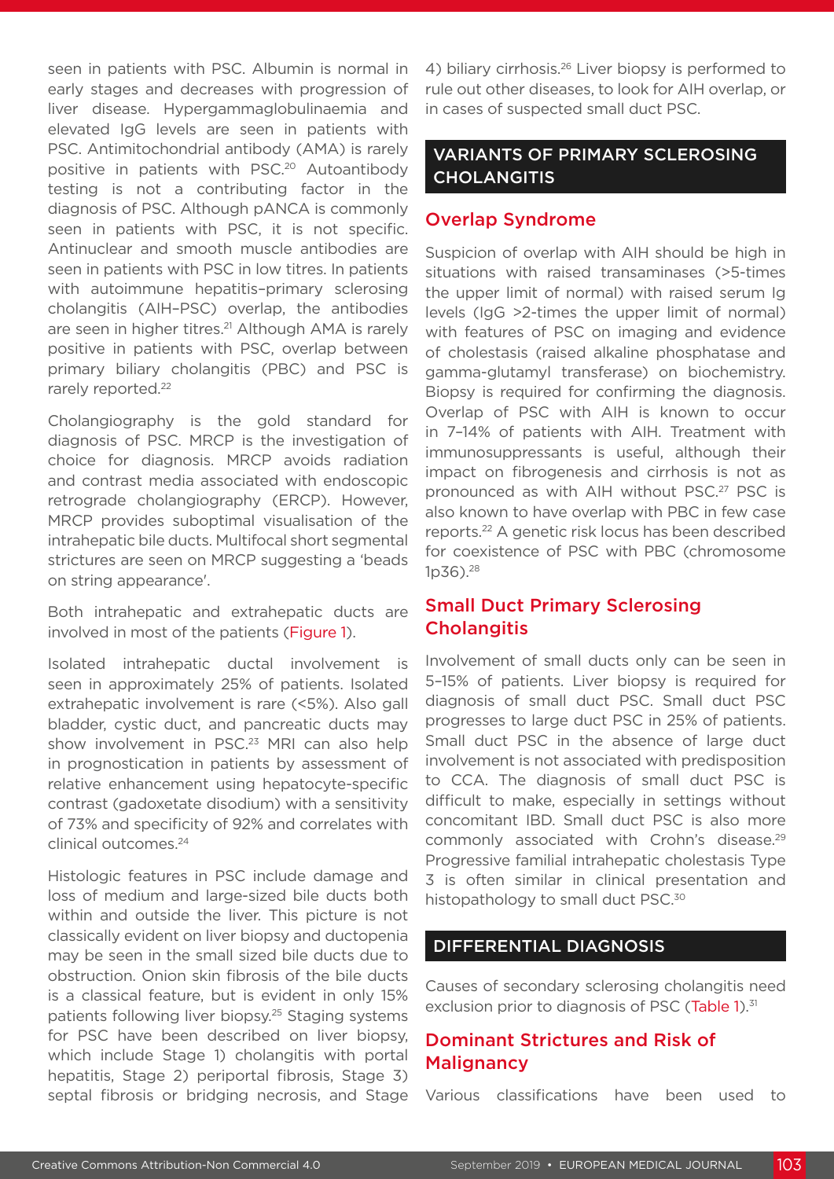seen in patients with PSC. Albumin is normal in early stages and decreases with progression of liver disease. Hypergammaglobulinaemia and elevated IgG levels are seen in patients with PSC. Antimitochondrial antibody (AMA) is rarely positive in patients with PSC.[20] Autoantibody testing is not a contributing factor in the diagnosis of PSC. Although pANCA is commonly seen in patients with PSC, it is not specific. Antinuclear and smooth muscle antibodies are seen in patients with PSC in low titres. In patients with autoimmune hepatitis–primary sclerosing cholangitis (AIH–PSC) overlap, the antibodies are seen in higher titres.[21] Although AMA is rarely positive in patients with PSC, overlap between primary biliary cholangitis (PBC) and PSC is rarely reported.[22]

Cholangiography is the gold standard for diagnosis of PSC. MRCP is the investigation of choice for diagnosis. MRCP avoids radiation and contrast media associated with endoscopic retrograde cholangiography (ERCP). However, MRCP provides suboptimal visualisation of the intrahepatic bile ducts. Multifocal short segmental strictures are seen on MRCP suggesting a 'beads on string appearance'.

Both intrahepatic and extrahepatic ducts are involved in most of the patients (Figure 1).

Isolated intrahepatic ductal involvement is seen in approximately 25% of patients. Isolated extrahepatic involvement is rare (<5%). Also gall bladder, cystic duct, and pancreatic ducts may show involvement in PSC.[23] MRI can also help in prognostication in patients by assessment of relative enhancement using hepatocyte-specific contrast (gadoxetate disodium) with a sensitivity of 73% and specificity of 92% and correlates with clinical outcomes.[24]

Histologic features in PSC include damage and loss of medium and large-sized bile ducts both within and outside the liver. This picture is not classically evident on liver biopsy and ductopenia may be seen in the small sized bile ducts due to obstruction. Onion skin fibrosis of the bile ducts is a classical feature, but is evident in only 15% patients following liver biopsy.[25] Staging systems for PSC have been described on liver biopsy, which include Stage 1) cholangitis with portal hepatitis, Stage 2) periportal fibrosis, Stage 3) septal fibrosis or bridging necrosis, and Stage 4) biliary cirrhosis.[26] Liver biopsy is performed to rule out other diseases, to look for AIH overlap, or in cases of suspected small duct PSC.

## VARIANTS OF PRIMARY SCLEROSING CHOLANGITIS

### Overlap Syndrome

Suspicion of overlap with AIH should be high in situations with raised transaminases (>5-times the upper limit of normal) with raised serum Ig levels (IgG >2-times the upper limit of normal) with features of PSC on imaging and evidence of cholestasis (raised alkaline phosphatase and gamma-glutamyl transferase) on biochemistry. Biopsy is required for confirming the diagnosis. Overlap of PSC with AIH is known to occur in 7–14% of patients with AIH. Treatment with immunosuppressants is useful, although their impact on fibrogenesis and cirrhosis is not as pronounced as with AIH without PSC.[27] PSC is also known to have overlap with PBC in few case reports.[22] A genetic risk locus has been described for coexistence of PSC with PBC (chromosome 1p36).[28]

### Small Duct Primary Sclerosing Cholangitis

Involvement of small ducts only can be seen in 5–15% of patients. Liver biopsy is required for diagnosis of small duct PSC. Small duct PSC progresses to large duct PSC in 25% of patients. Small duct PSC in the absence of large duct involvement is not associated with predisposition to CCA. The diagnosis of small duct PSC is difficult to make, especially in settings without concomitant IBD. Small duct PSC is also more commonly associated with Crohn's disease.[29] Progressive familial intrahepatic cholestasis Type 3 is often similar in clinical presentation and histopathology to small duct PSC.[30]

## DIFFERENTIAL DIAGNOSIS

Causes of secondary sclerosing cholangitis need exclusion prior to diagnosis of PSC (Table 1).[31]

### Dominant Strictures and Risk of Malignancy

Various classifications have been used to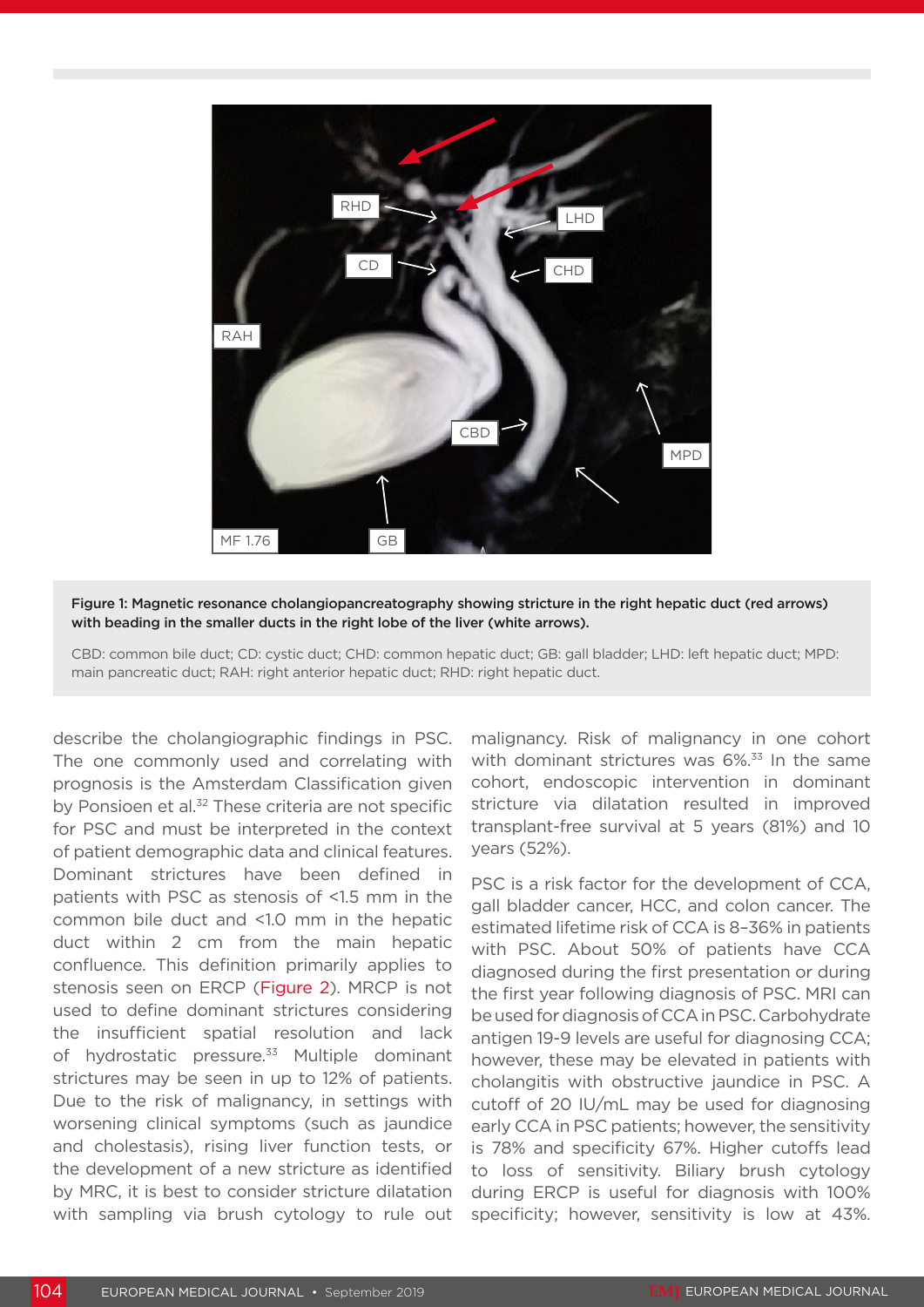Figure 1: Magnetic resonance cholangiopancreatography showing stricture in the right hepatic duct (red arrows) with beading in the smaller ducts in the right lobe of the liver (white arrows).

CBD: common bile duct; CD: cystic duct; CHD: common hepatic duct; GB: gall bladder; LHD: left hepatic duct; MPD: main pancreatic duct; RAH: right anterior hepatic duct; RHD: right hepatic duct.

describe the cholangiographic findings in PSC. The one commonly used and correlating with prognosis is the Amsterdam Classification given by Ponsioen et al.[32] These criteria are not specific for PSC and must be interpreted in the context of patient demographic data and clinical features. Dominant strictures have been defined in patients with PSC as stenosis of <1.5 mm in the common bile duct and <1.0 mm in the hepatic duct within 2 cm from the main hepatic confluence. This definition primarily applies to stenosis seen on ERCP (Figure 2). MRCP is not used to define dominant strictures considering the insufficient spatial resolution and lack of hydrostatic pressure.[33] Multiple dominant strictures may be seen in up to 12% of patients. Due to the risk of malignancy, in settings with worsening clinical symptoms (such as jaundice and cholestasis), rising liver function tests, or the development of a new stricture as identified by MRC, it is best to consider stricture dilatation with sampling via brush cytology to rule out malignancy. Risk of malignancy in one cohort with dominant strictures was 6%.[33] In the same cohort, endoscopic intervention in dominant stricture via dilatation resulted in improved transplant-free survival at 5 years (81%) and 10 years (52%).

PSC is a risk factor for the development of CCA, gall bladder cancer, HCC, and colon cancer. The estimated lifetime risk of CCA is 8–36% in patients with PSC. About 50% of patients have CCA diagnosed during the first presentation or during the first year following diagnosis of PSC. MRI can be used for diagnosis of CCA in PSC. Carbohydrate antigen 19-9 levels are useful for diagnosing CCA; however, these may be elevated in patients with cholangitis with obstructive jaundice in PSC. A cutoff of 20 IU/mL may be used for diagnosing early CCA in PSC patients; however, the sensitivity is 78% and specificity 67%. Higher cutoffs lead to loss of sensitivity. Biliary brush cytology during ERCP is useful for diagnosis with 100% specificity; however, sensitivity is low at 43%.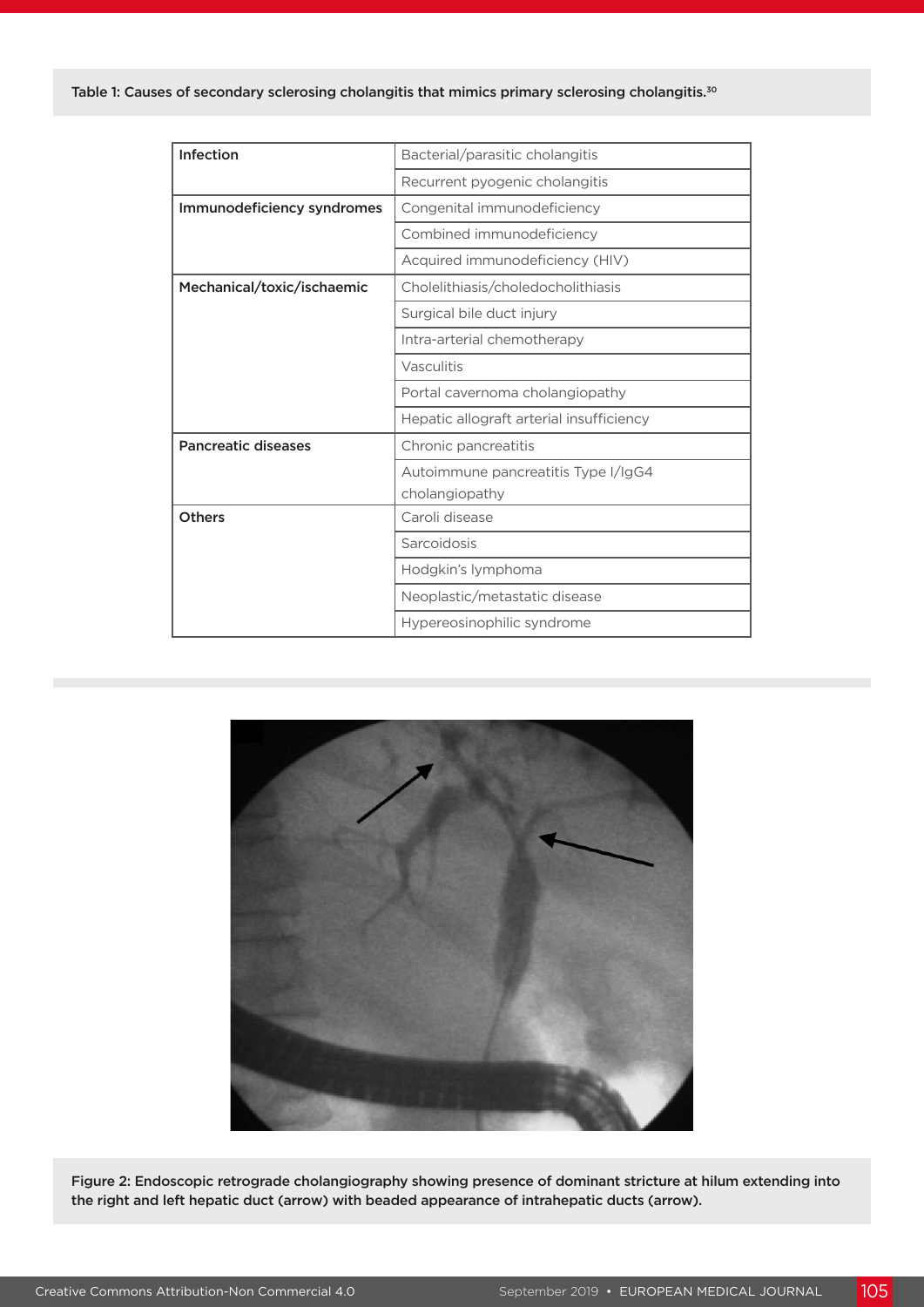Table 1: Causes of secondary sclerosing cholangitis that mimics primary sclerosing cholangitis.[30]

| | |
|---|---|
| **Infection** | Bacterial/parasitic cholangitis |
| | Recurrent pyogenic cholangitis |
| **Immunodeficiency syndromes** | Congenital immunodeficiency |
| | Combined immunodeficiency |
| | Acquired immunodeficiency (HIV) |
| **Mechanical/toxic/ischaemic** | Cholelithiasis/choledocholithiasis |
| | Surgical bile duct injury |
| | Intra-arterial chemotherapy |
| | Vasculitis |
| | Portal cavernoma cholangiopathy |
| | Hepatic allograft arterial insufficiency |
| **Pancreatic diseases** | Chronic pancreatitis |
| | Autoimmune pancreatitis Type I/IgG4 cholangiopathy |
| **Others** | Caroli disease |
| | Sarcoidosis |
| | Hodgkin's lymphoma |
| | Neoplastic/metastatic disease |
| | Hypereosinophilic syndrome |

Figure 2: Endoscopic retrograde cholangiography showing presence of dominant stricture at hilum extending into the right and left hepatic duct (arrow) with beaded appearance of intrahepatic ducts (arrow).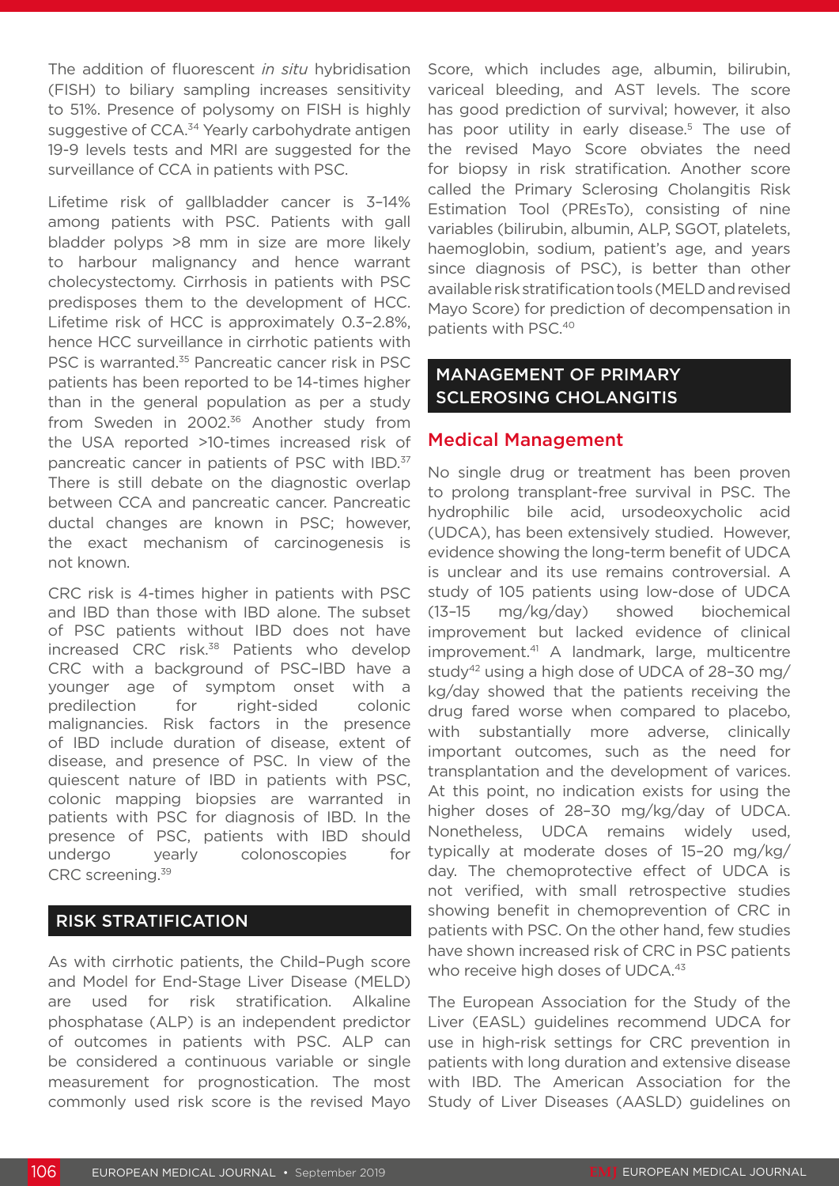The addition of fluorescent *in situ* hybridisation (FISH) to biliary sampling increases sensitivity to 51%. Presence of polysomy on FISH is highly suggestive of CCA.[34] Yearly carbohydrate antigen 19-9 levels tests and MRI are suggested for the surveillance of CCA in patients with PSC.

Lifetime risk of gallbladder cancer is 3–14% among patients with PSC. Patients with gall bladder polyps >8 mm in size are more likely to harbour malignancy and hence warrant cholecystectomy. Cirrhosis in patients with PSC predisposes them to the development of HCC. Lifetime risk of HCC is approximately 0.3–2.8%, hence HCC surveillance in cirrhotic patients with PSC is warranted.[35] Pancreatic cancer risk in PSC patients has been reported to be 14-times higher than in the general population as per a study from Sweden in 2002.[36] Another study from the USA reported >10-times increased risk of pancreatic cancer in patients of PSC with IBD.[37] There is still debate on the diagnostic overlap between CCA and pancreatic cancer. Pancreatic ductal changes are known in PSC; however, the exact mechanism of carcinogenesis is not known.

CRC risk is 4-times higher in patients with PSC and IBD than those with IBD alone. The subset of PSC patients without IBD does not have increased CRC risk.[38] Patients who develop CRC with a background of PSC–IBD have a younger age of symptom onset with a predilection for right-sided colonic malignancies. Risk factors in the presence of IBD include duration of disease, extent of disease, and presence of PSC. In view of the quiescent nature of IBD in patients with PSC, colonic mapping biopsies are warranted in patients with PSC for diagnosis of IBD. In the presence of PSC, patients with IBD should undergo yearly colonoscopies for CRC screening.[39]

## RISK STRATIFICATION

As with cirrhotic patients, the Child–Pugh score and Model for End-Stage Liver Disease (MELD) are used for risk stratification. Alkaline phosphatase (ALP) is an independent predictor of outcomes in patients with PSC. ALP can be considered a continuous variable or single measurement for prognostication. The most commonly used risk score is the revised Mayo Score, which includes age, albumin, bilirubin, variceal bleeding, and AST levels. The score has good prediction of survival; however, it also has poor utility in early disease.[5] The use of the revised Mayo Score obviates the need for biopsy in risk stratification. Another score called the Primary Sclerosing Cholangitis Risk Estimation Tool (PREsTo), consisting of nine variables (bilirubin, albumin, ALP, SGOT, platelets, haemoglobin, sodium, patient's age, and years since diagnosis of PSC), is better than other available risk stratification tools (MELD and revised Mayo Score) for prediction of decompensation in patients with PSC.[40]

## MANAGEMENT OF PRIMARY SCLEROSING CHOLANGITIS

### Medical Management

No single drug or treatment has been proven to prolong transplant-free survival in PSC. The hydrophilic bile acid, ursodeoxycholic acid (UDCA), has been extensively studied. However, evidence showing the long-term benefit of UDCA is unclear and its use remains controversial. A study of 105 patients using low-dose of UDCA (13–15 mg/kg/day) showed biochemical improvement but lacked evidence of clinical improvement.[41] A landmark, large, multicentre study[42] using a high dose of UDCA of 28–30 mg/kg/day showed that the patients receiving the drug fared worse when compared to placebo, with substantially more adverse, clinically important outcomes, such as the need for transplantation and the development of varices. At this point, no indication exists for using the higher doses of 28–30 mg/kg/day of UDCA. Nonetheless, UDCA remains widely used, typically at moderate doses of 15–20 mg/kg/day. The chemoprotective effect of UDCA is not verified, with small retrospective studies showing benefit in chemoprevention of CRC in patients with PSC. On the other hand, few studies have shown increased risk of CRC in PSC patients who receive high doses of UDCA.[43]

The European Association for the Study of the Liver (EASL) guidelines recommend UDCA for use in high-risk settings for CRC prevention in patients with long duration and extensive disease with IBD. The American Association for the Study of Liver Diseases (AASLD) guidelines on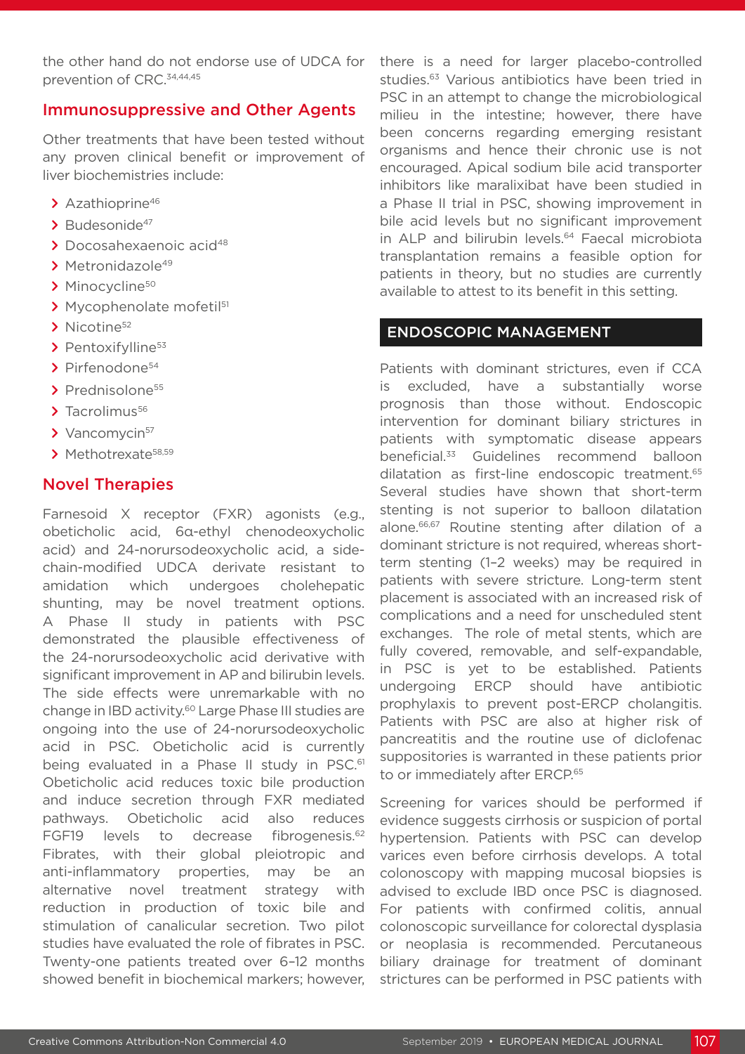the other hand do not endorse use of UDCA for prevention of CRC.[34,44,45]

## Immunosuppressive and Other Agents

Other treatments that have been tested without any proven clinical benefit or improvement of liver biochemistries include:

- Azathioprine[46]
- Budesonide[47]
- Docosahexaenoic acid[48]
- Metronidazole[49]
- Minocycline[50]
- Mycophenolate mofetil[51]
- Nicotine[52]
- Pentoxifylline[53]
- Pirfenodone[54]
- Prednisolone[55]
- Tacrolimus[56]
- Vancomycin[57]
- Methotrexate[58,59]

## Novel Therapies

Farnesoid X receptor (FXR) agonists (e.g., obeticholic acid, 6α-ethyl chenodeoxycholic acid) and 24-norursodeoxycholic acid, a side-chain-modified UDCA derivate resistant to amidation which undergoes cholehepatic shunting, may be novel treatment options. A Phase II study in patients with PSC demonstrated the plausible effectiveness of the 24-norursodeoxycholic acid derivative with significant improvement in AP and bilirubin levels. The side effects were unremarkable with no change in IBD activity.[60] Large Phase III studies are ongoing into the use of 24-norursodeoxycholic acid in PSC. Obeticholic acid is currently being evaluated in a Phase II study in PSC.[61] Obeticholic acid reduces toxic bile production and induce secretion through FXR mediated pathways. Obeticholic acid also reduces FGF19 levels to decrease fibrogenesis.[62] Fibrates, with their global pleiotropic and anti-inflammatory properties, may be an alternative novel treatment strategy with reduction in production of toxic bile and stimulation of canalicular secretion. Two pilot studies have evaluated the role of fibrates in PSC. Twenty-one patients treated over 6–12 months showed benefit in biochemical markers; however, there is a need for larger placebo-controlled studies.[63] Various antibiotics have been tried in PSC in an attempt to change the microbiological milieu in the intestine; however, there have been concerns regarding emerging resistant organisms and hence their chronic use is not encouraged. Apical sodium bile acid transporter inhibitors like maralixibat have been studied in a Phase II trial in PSC, showing improvement in bile acid levels but no significant improvement in ALP and bilirubin levels.[64] Faecal microbiota transplantation remains a feasible option for patients in theory, but no studies are currently available to attest to its benefit in this setting.

# ENDOSCOPIC MANAGEMENT

Patients with dominant strictures, even if CCA is excluded, have a substantially worse prognosis than those without. Endoscopic intervention for dominant biliary strictures in patients with symptomatic disease appears beneficial.[33] Guidelines recommend balloon dilatation as first-line endoscopic treatment.[65] Several studies have shown that short-term stenting is not superior to balloon dilatation alone.[66,67] Routine stenting after dilation of a dominant stricture is not required, whereas short-term stenting (1–2 weeks) may be required in patients with severe stricture. Long-term stent placement is associated with an increased risk of complications and a need for unscheduled stent exchanges. The role of metal stents, which are fully covered, removable, and self-expandable, in PSC is yet to be established. Patients undergoing ERCP should have antibiotic prophylaxis to prevent post-ERCP cholangitis. Patients with PSC are also at higher risk of pancreatitis and the routine use of diclofenac suppositories is warranted in these patients prior to or immediately after ERCP.[65]

Screening for varices should be performed if evidence suggests cirrhosis or suspicion of portal hypertension. Patients with PSC can develop varices even before cirrhosis develops. A total colonoscopy with mapping mucosal biopsies is advised to exclude IBD once PSC is diagnosed. For patients with confirmed colitis, annual colonoscopic surveillance for colorectal dysplasia or neoplasia is recommended. Percutaneous biliary drainage for treatment of dominant strictures can be performed in PSC patients with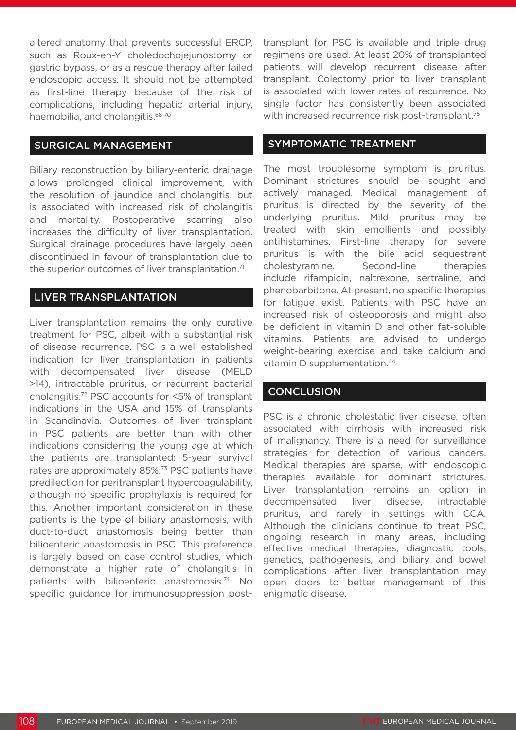altered anatomy that prevents successful ERCP, such as Roux-en-Y choledochojejunostomy or gastric bypass, or as a rescue therapy after failed endoscopic access. It should not be attempted as first-line therapy because of the risk of complications, including hepatic arterial injury, haemobilia, and cholangitis.[68-70]

## SURGICAL MANAGEMENT

Biliary reconstruction by biliary-enteric drainage allows prolonged clinical improvement, with the resolution of jaundice and cholangitis, but is associated with increased risk of cholangitis and mortality. Postoperative scarring also increases the difficulty of liver transplantation. Surgical drainage procedures have largely been discontinued in favour of transplantation due to the superior outcomes of liver transplantation.[71]

## LIVER TRANSPLANTATION

Liver transplantation remains the only curative treatment for PSC, albeit with a substantial risk of disease recurrence. PSC is a well-established indication for liver transplantation in patients with decompensated liver disease (MELD >14), intractable pruritus, or recurrent bacterial cholangitis.[72] PSC accounts for <5% of transplant indications in the USA and 15% of transplants in Scandinavia. Outcomes of liver transplant in PSC patients are better than with other indications considering the young age at which the patients are transplanted: 5-year survival rates are approximately 85%.[73] PSC patients have predilection for peritransplant hypercoagulability, although no specific prophylaxis is required for this. Another important consideration in these patients is the type of biliary anastomosis, with duct-to-duct anastomosis being better than bilioenteric anastomosis in PSC. This preference is largely based on case control studies, which demonstrate a higher rate of cholangitis in patients with bilioenteric anastomosis.[74] No specific guidance for immunosuppression post-transplant for PSC is available and triple drug regimens are used. At least 20% of transplanted patients will develop recurrent disease after transplant. Colectomy prior to liver transplant is associated with lower rates of recurrence. No single factor has consistently been associated with increased recurrence risk post-transplant.[75]

## SYMPTOMATIC TREATMENT

The most troublesome symptom is pruritus. Dominant strictures should be sought and actively managed. Medical management of pruritus is directed by the severity of the underlying pruritus. Mild pruritus may be treated with skin emollients and possibly antihistamines. First-line therapy for severe pruritus is with the bile acid sequestrant cholestyramine. Second-line therapies include rifampicin, naltrexone, sertraline, and phenobarbitone. At present, no specific therapies for fatigue exist. Patients with PSC have an increased risk of osteoporosis and might also be deficient in vitamin D and other fat-soluble vitamins. Patients are advised to undergo weight-bearing exercise and take calcium and vitamin D supplementation.[44]

## CONCLUSION

PSC is a chronic cholestatic liver disease, often associated with cirrhosis with increased risk of malignancy. There is a need for surveillance strategies for detection of various cancers. Medical therapies are sparse, with endoscopic therapies available for dominant strictures. Liver transplantation remains an option in decompensated liver disease, intractable pruritus, and rarely in settings with CCA. Although the clinicians continue to treat PSC, ongoing research in many areas, including effective medical therapies, diagnostic tools, genetics, pathogenesis, and biliary and bowel complications after liver transplantation may open doors to better management of this enigmatic disease.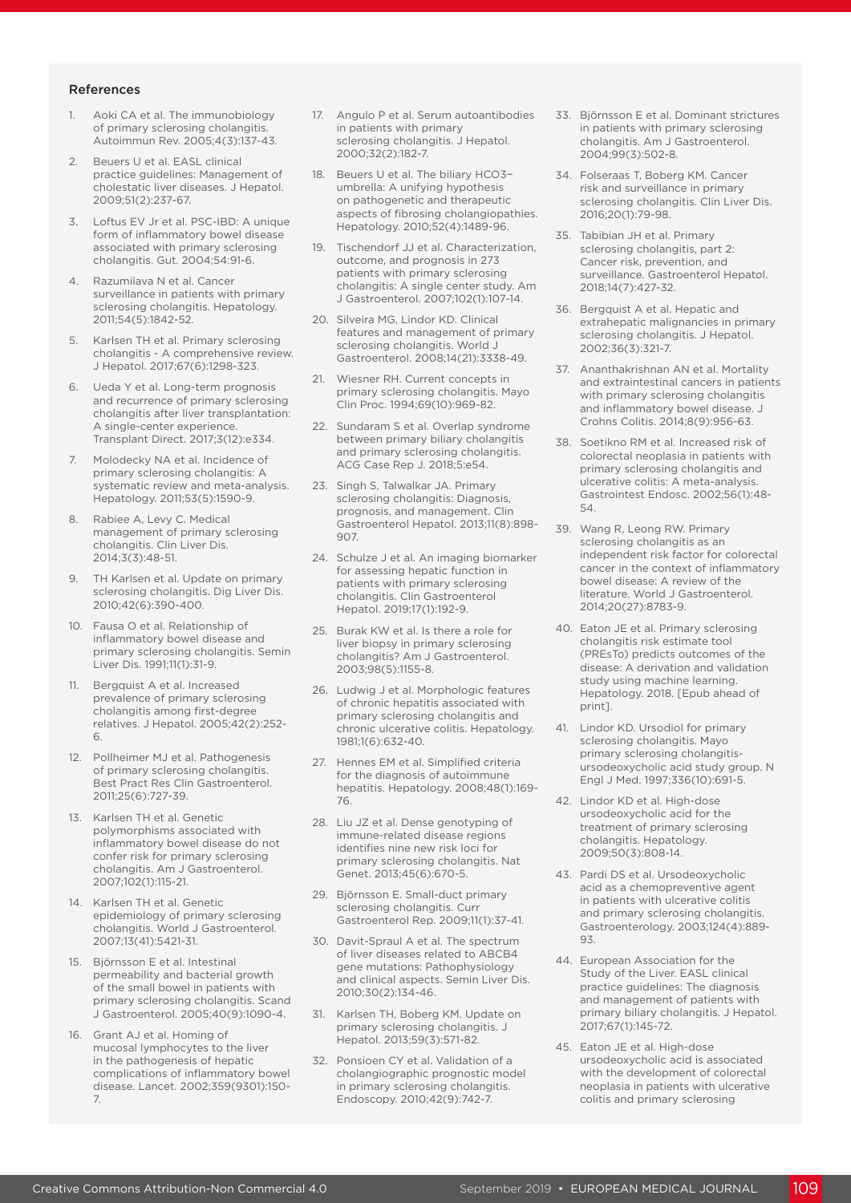## References

1. Aoki CA et al. The immunobiology of primary sclerosing cholangitis. Autoimmun Rev. 2005;4(3):137-43.
2. Beuers U et al. EASL clinical practice guidelines: Management of cholestatic liver diseases. J Hepatol. 2009;51(2):237-67.
3. Loftus EV Jr et al. PSC-IBD: A unique form of inflammatory bowel disease associated with primary sclerosing cholangitis. Gut. 2004;54:91-6.
4. Razumilava N et al. Cancer surveillance in patients with primary sclerosing cholangitis. Hepatology. 2011;54(5):1842-52.
5. Karlsen TH et al. Primary sclerosing cholangitis - A comprehensive review. J Hepatol. 2017;67(6):1298-323.
6. Ueda Y et al. Long-term prognosis and recurrence of primary sclerosing cholangitis after liver transplantation: A single-center experience. Transplant Direct. 2017;3(12):e334.
7. Molodecky NA et al. Incidence of primary sclerosing cholangitis: A systematic review and meta-analysis. Hepatology. 2011;53(5):1590-9.
8. Rabiee A, Levy C. Medical management of primary sclerosing cholangitis. Clin Liver Dis. 2014;3(3):48-51.
9. TH Karlsen et al. Update on primary sclerosing cholangitis. Dig Liver Dis. 2010;42(6):390-400.
10. Fausa O et al. Relationship of inflammatory bowel disease and primary sclerosing cholangitis. Semin Liver Dis. 1991;11(1):31-9.
11. Bergquist A et al. Increased prevalence of primary sclerosing cholangitis among first-degree relatives. J Hepatol. 2005;42(2):252-6.
12. Pollheimer MJ et al. Pathogenesis of primary sclerosing cholangitis. Best Pract Res Clin Gastroenterol. 2011;25(6):727-39.
13. Karlsen TH et al. Genetic polymorphisms associated with inflammatory bowel disease do not confer risk for primary sclerosing cholangitis. Am J Gastroenterol. 2007;102(1):115-21.
14. Karlsen TH et al. Genetic epidemiology of primary sclerosing cholangitis. World J Gastroenterol. 2007;13(41):5421-31.
15. Björnsson E et al. Intestinal permeability and bacterial growth of the small bowel in patients with primary sclerosing cholangitis. Scand J Gastroenterol. 2005;40(9):1090-4.
16. Grant AJ et al. Homing of mucosal lymphocytes to the liver in the pathogenesis of hepatic complications of inflammatory bowel disease. Lancet. 2002;359(9301):150-7.
17. Angulo P et al. Serum autoantibodies in patients with primary sclerosing cholangitis. J Hepatol. 2000;32(2):182-7.
18. Beuers U et al. The biliary HCO3− umbrella: A unifying hypothesis on pathogenetic and therapeutic aspects of fibrosing cholangiopathies. Hepatology. 2010;52(4):1489-96.
19. Tischendorf JJ et al. Characterization, outcome, and prognosis in 273 patients with primary sclerosing cholangitis: A single center study. Am J Gastroenterol. 2007;102(1):107-14.
20. Silveira MG, Lindor KD. Clinical features and management of primary sclerosing cholangitis. World J Gastroenterol. 2008;14(21):3338-49.
21. Wiesner RH. Current concepts in primary sclerosing cholangitis. Mayo Clin Proc. 1994;69(10):969-82.
22. Sundaram S et al. Overlap syndrome between primary biliary cholangitis and primary sclerosing cholangitis. ACG Case Rep J. 2018;5:e54.
23. Singh S, Talwalkar JA. Primary sclerosing cholangitis: Diagnosis, prognosis, and management. Clin Gastroenterol Hepatol. 2013;11(8):898-907.
24. Schulze J et al. An imaging biomarker for assessing hepatic function in patients with primary sclerosing cholangitis. Clin Gastroenterol Hepatol. 2019;17(1):192-9.
25. Burak KW et al. Is there a role for liver biopsy in primary sclerosing cholangitis? Am J Gastroenterol. 2003;98(5):1155-8.
26. Ludwig J et al. Morphologic features of chronic hepatitis associated with primary sclerosing cholangitis and chronic ulcerative colitis. Hepatology. 1981;1(6):632-40.
27. Hennes EM et al. Simplified criteria for the diagnosis of autoimmune hepatitis. Hepatology. 2008;48(1):169-76.
28. Liu JZ et al. Dense genotyping of immune-related disease regions identifies nine new risk loci for primary sclerosing cholangitis. Nat Genet. 2013;45(6):670-5.
29. Björnsson E. Small-duct primary sclerosing cholangitis. Curr Gastroenterol Rep. 2009;11(1):37-41.
30. Davit-Spraul A et al. The spectrum of liver diseases related to ABCB4 gene mutations: Pathophysiology and clinical aspects. Semin Liver Dis. 2010;30(2):134-46.
31. Karlsen TH, Boberg KM. Update on primary sclerosing cholangitis. J Hepatol. 2013;59(3):571-82.
32. Ponsioen CY et al. Validation of a cholangiographic prognostic model in primary sclerosing cholangitis. Endoscopy. 2010;42(9):742-7.
33. Björnsson E et al. Dominant strictures in patients with primary sclerosing cholangitis. Am J Gastroenterol. 2004;99(3):502-8.
34. Folseraas T, Boberg KM. Cancer risk and surveillance in primary sclerosing cholangitis. Clin Liver Dis. 2016;20(1):79-98.
35. Tabibian JH et al. Primary sclerosing cholangitis, part 2: Cancer risk, prevention, and surveillance. Gastroenterol Hepatol. 2018;14(7):427-32.
36. Bergquist A et al. Hepatic and extrahepatic malignancies in primary sclerosing cholangitis. J Hepatol. 2002;36(3):321-7.
37. Ananthakrishnan AN et al. Mortality and extraintestinal cancers in patients with primary sclerosing cholangitis and inflammatory bowel disease. J Crohns Colitis. 2014;8(9):956-63.
38. Soetikno RM et al. Increased risk of colorectal neoplasia in patients with primary sclerosing cholangitis and ulcerative colitis: A meta-analysis. Gastrointest Endosc. 2002;56(1):48-54.
39. Wang R, Leong RW. Primary sclerosing cholangitis as an independent risk factor for colorectal cancer in the context of inflammatory bowel disease: A review of the literature. World J Gastroenterol. 2014;20(27):8783-9.
40. Eaton JE et al. Primary sclerosing cholangitis risk estimate tool (PREsTo) predicts outcomes of the disease: A derivation and validation study using machine learning. Hepatology. 2018. [Epub ahead of print].
41. Lindor KD. Ursodiol for primary sclerosing cholangitis. Mayo primary sclerosing cholangitis-ursodeoxycholic acid study group. N Engl J Med. 1997;336(10):691-5.
42. Lindor KD et al. High-dose ursodeoxycholic acid for the treatment of primary sclerosing cholangitis. Hepatology. 2009;50(3):808-14.
43. Pardi DS et al. Ursodeoxycholic acid as a chemopreventive agent in patients with ulcerative colitis and primary sclerosing cholangitis. Gastroenterology. 2003;124(4):889-93.
44. European Association for the Study of the Liver. EASL clinical practice guidelines: The diagnosis and management of patients with primary biliary cholangitis. J Hepatol. 2017;67(1):145-72.
45. Eaton JE et al. High-dose ursodeoxycholic acid is associated with the development of colorectal neoplasia in patients with ulcerative colitis and primary sclerosing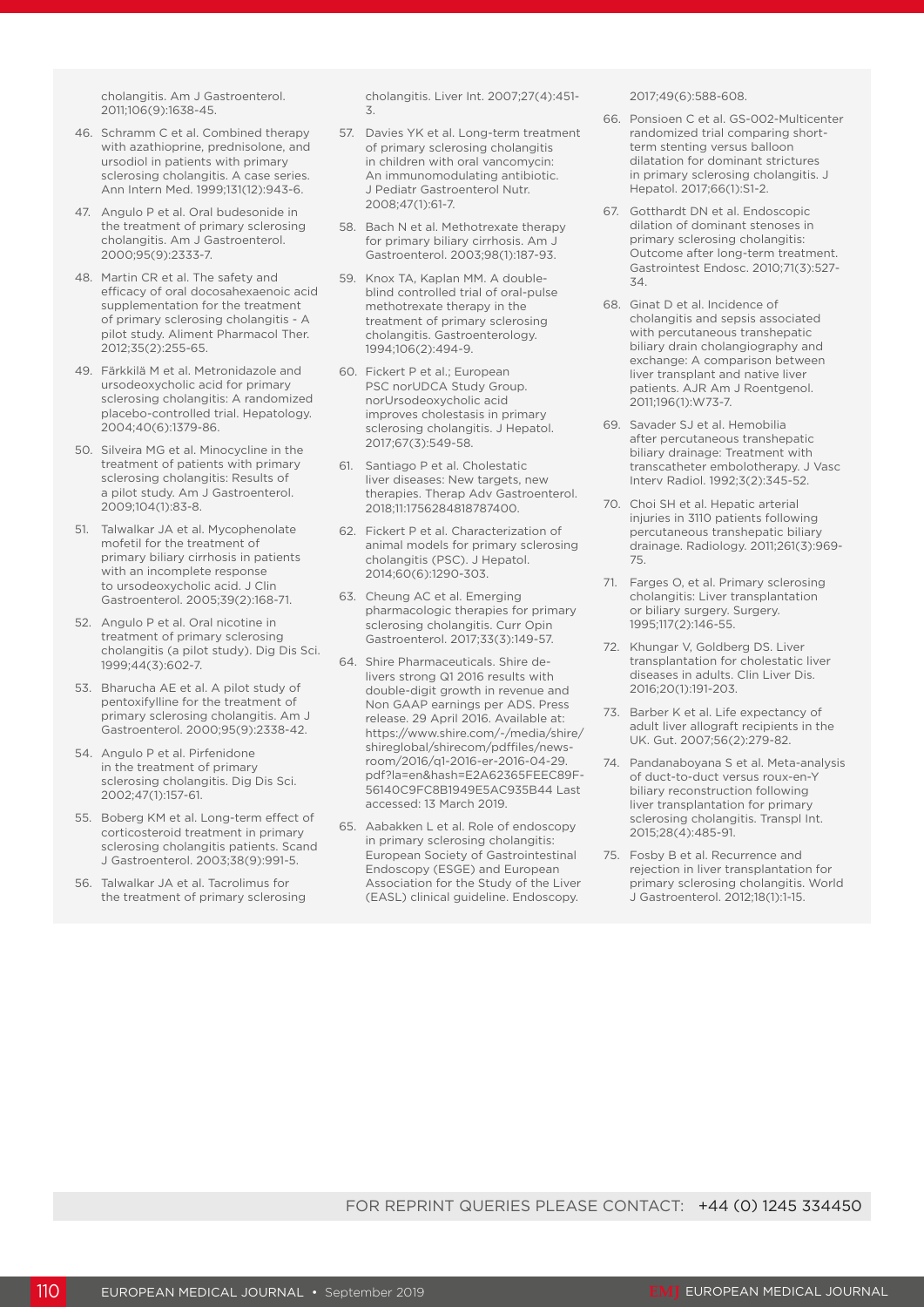cholangitis. Am J Gastroenterol. 2011;106(9):1638-45.

46. Schramm C et al. Combined therapy with azathioprine, prednisolone, and ursodiol in patients with primary sclerosing cholangitis. A case series. Ann Intern Med. 1999;131(12):943-6.
47. Angulo P et al. Oral budesonide in the treatment of primary sclerosing cholangitis. Am J Gastroenterol. 2000;95(9):2333-7.
48. Martin CR et al. The safety and efficacy of oral docosahexaenoic acid supplementation for the treatment of primary sclerosing cholangitis - A pilot study. Aliment Pharmacol Ther. 2012;35(2):255-65.
49. Färkkilä M et al. Metronidazole and ursodeoxycholic acid for primary sclerosing cholangitis: A randomized placebo-controlled trial. Hepatology. 2004;40(6):1379-86.
50. Silveira MG et al. Minocycline in the treatment of patients with primary sclerosing cholangitis: Results of a pilot study. Am J Gastroenterol. 2009;104(1):83-8.
51. Talwalkar JA et al. Mycophenolate mofetil for the treatment of primary biliary cirrhosis in patients with an incomplete response to ursodeoxycholic acid. J Clin Gastroenterol. 2005;39(2):168-71.
52. Angulo P et al. Oral nicotine in treatment of primary sclerosing cholangitis (a pilot study). Dig Dis Sci. 1999;44(3):602-7.
53. Bharucha AE et al. A pilot study of pentoxifylline for the treatment of primary sclerosing cholangitis. Am J Gastroenterol. 2000;95(9):2338-42.
54. Angulo P et al. Pirfenidone in the treatment of primary sclerosing cholangitis. Dig Dis Sci. 2002;47(1):157-61.
55. Boberg KM et al. Long-term effect of corticosteroid treatment in primary sclerosing cholangitis patients. Scand J Gastroenterol. 2003;38(9):991-5.
56. Talwalkar JA et al. Tacrolimus for the treatment of primary sclerosing cholangitis. Liver Int. 2007;27(4):451-3.
57. Davies YK et al. Long-term treatment of primary sclerosing cholangitis in children with oral vancomycin: An immunomodulating antibiotic. J Pediatr Gastroenterol Nutr. 2008;47(1):61-7.
58. Bach N et al. Methotrexate therapy for primary biliary cirrhosis. Am J Gastroenterol. 2003;98(1):187-93.
59. Knox TA, Kaplan MM. A double-blind controlled trial of oral-pulse methotrexate therapy in the treatment of primary sclerosing cholangitis. Gastroenterology. 1994;106(2):494-9.
60. Fickert P et al.; European PSC norUDCA Study Group. norUrsodeoxycholic acid improves cholestasis in primary sclerosing cholangitis. J Hepatol. 2017;67(3):549-58.
61. Santiago P et al. Cholestatic liver diseases: New targets, new therapies. Therap Adv Gastroenterol. 2018;11:1756284818787400.
62. Fickert P et al. Characterization of animal models for primary sclerosing cholangitis (PSC). J Hepatol. 2014;60(6):1290-303.
63. Cheung AC et al. Emerging pharmacologic therapies for primary sclerosing cholangitis. Curr Opin Gastroenterol. 2017;33(3):149-57.
64. Shire Pharmaceuticals. Shire delivers strong Q1 2016 results with double-digit growth in revenue and Non GAAP earnings per ADS. Press release. 29 April 2016. Available at: https://www.shire.com/-/media/shire/shireglobal/shirecom/pdffiles/newsroom/2016/q1-2016-er-2016-04-29.pdf?la=en&hash=E2A62365FEEC89F-56140C9FC8B1949E5AC935B44 Last accessed: 13 March 2019.
65. Aabakken L et al. Role of endoscopy in primary sclerosing cholangitis: European Society of Gastrointestinal Endoscopy (ESGE) and European Association for the Study of the Liver (EASL) clinical guideline. Endoscopy. 2017;49(6):588-608.
66. Ponsioen C et al. GS-002-Multicenter randomized trial comparing short-term stenting versus balloon dilatation for dominant strictures in primary sclerosing cholangitis. J Hepatol. 2017;66(1):S1-2.
67. Gotthardt DN et al. Endoscopic dilation of dominant stenoses in primary sclerosing cholangitis: Outcome after long-term treatment. Gastrointest Endosc. 2010;71(3):527-34.
68. Ginat D et al. Incidence of cholangitis and sepsis associated with percutaneous transhepatic biliary drain cholangiography and exchange: A comparison between liver transplant and native liver patients. AJR Am J Roentgenol. 2011;196(1):W73-7.
69. Savader SJ et al. Hemobilia after percutaneous transhepatic biliary drainage: Treatment with transcatheter embolotherapy. J Vasc Interv Radiol. 1992;3(2):345-52.
70. Choi SH et al. Hepatic arterial injuries in 3110 patients following percutaneous transhepatic biliary drainage. Radiology. 2011;261(3):969-75.
71. Farges O, et al. Primary sclerosing cholangitis: Liver transplantation or biliary surgery. Surgery. 1995;117(2):146-55.
72. Khungar V, Goldberg DS. Liver transplantation for cholestatic liver diseases in adults. Clin Liver Dis. 2016;20(1):191-203.
73. Barber K et al. Life expectancy of adult liver allograft recipients in the UK. Gut. 2007;56(2):279-82.
74. Pandanaboyana S et al. Meta-analysis of duct-to-duct versus roux-en-Y biliary reconstruction following liver transplantation for primary sclerosing cholangitis. Transpl Int. 2015;28(4):485-91.
75. Fosby B et al. Recurrence and rejection in liver transplantation for primary sclerosing cholangitis. World J Gastroenterol. 2012;18(1):1-15.